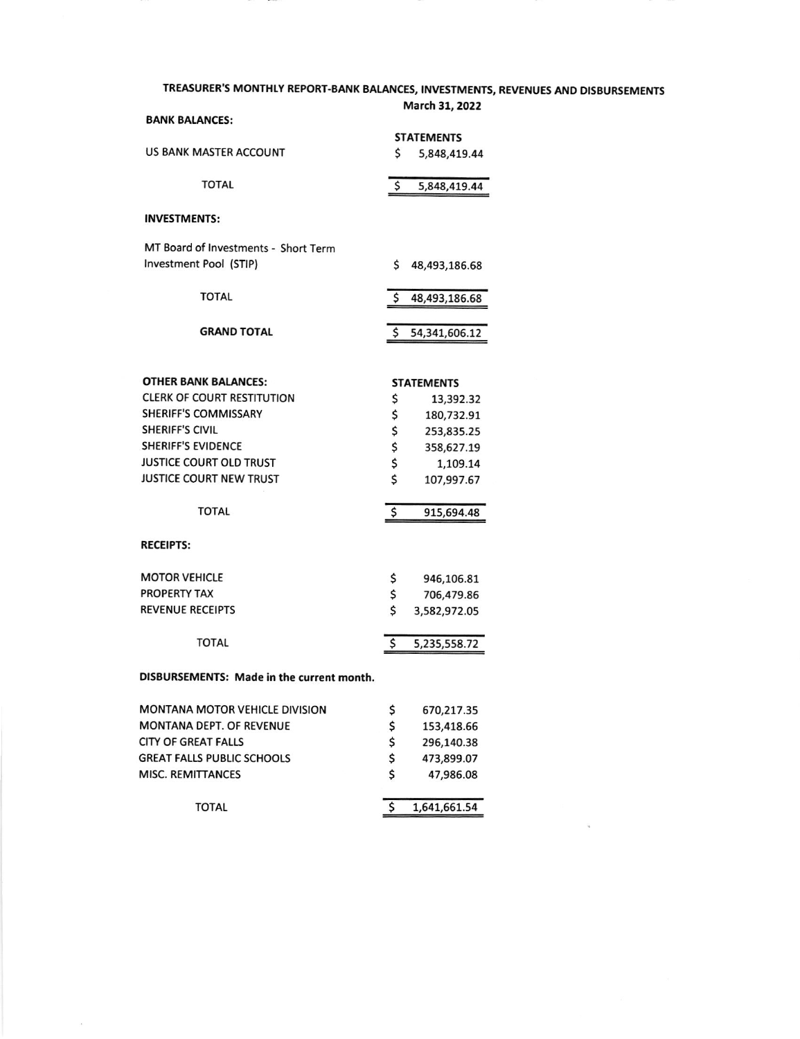# TREASURER'S MONTHLY REPORT-BANK BALANCES, INVESTMENTS, REVENUES AND DISBURSEMENTS

**March 31, 2022**

**BANK BALANCES:**

| | STATEMENTS |
|---|---|
| US BANK MASTER ACCOUNT | $ 5,848,419.44 |
| TOTAL | $ 5,848,419.44 |

**INVESTMENTS:**

| | |
|---|---|
| MT Board of Investments - Short Term Investment Pool (STIP) | $ 48,493,186.68 |
| TOTAL | $ 48,493,186.68 |
| **GRAND TOTAL** | $ 54,341,606.12 |

| **OTHER BANK BALANCES:** | **STATEMENTS** |
|---|---|
| CLERK OF COURT RESTITUTION | $ 13,392.32 |
| SHERIFF'S COMMISSARY | $ 180,732.91 |
| SHERIFF'S CIVIL | $ 253,835.25 |
| SHERIFF'S EVIDENCE | $ 358,627.19 |
| JUSTICE COURT OLD TRUST | $ 1,109.14 |
| JUSTICE COURT NEW TRUST | $ 107,997.67 |
| TOTAL | $ 915,694.48 |

**RECEIPTS:**

| | |
|---|---|
| MOTOR VEHICLE | $ 946,106.81 |
| PROPERTY TAX | $ 706,479.86 |
| REVENUE RECEIPTS | $ 3,582,972.05 |
| TOTAL | $ 5,235,558.72 |

**DISBURSEMENTS: Made in the current month.**

| | |
|---|---|
| MONTANA MOTOR VEHICLE DIVISION | $ 670,217.35 |
| MONTANA DEPT. OF REVENUE | $ 153,418.66 |
| CITY OF GREAT FALLS | $ 296,140.38 |
| GREAT FALLS PUBLIC SCHOOLS | $ 473,899.07 |
| MISC. REMITTANCES | $ 47,986.08 |
| TOTAL | $ 1,641,661.54 |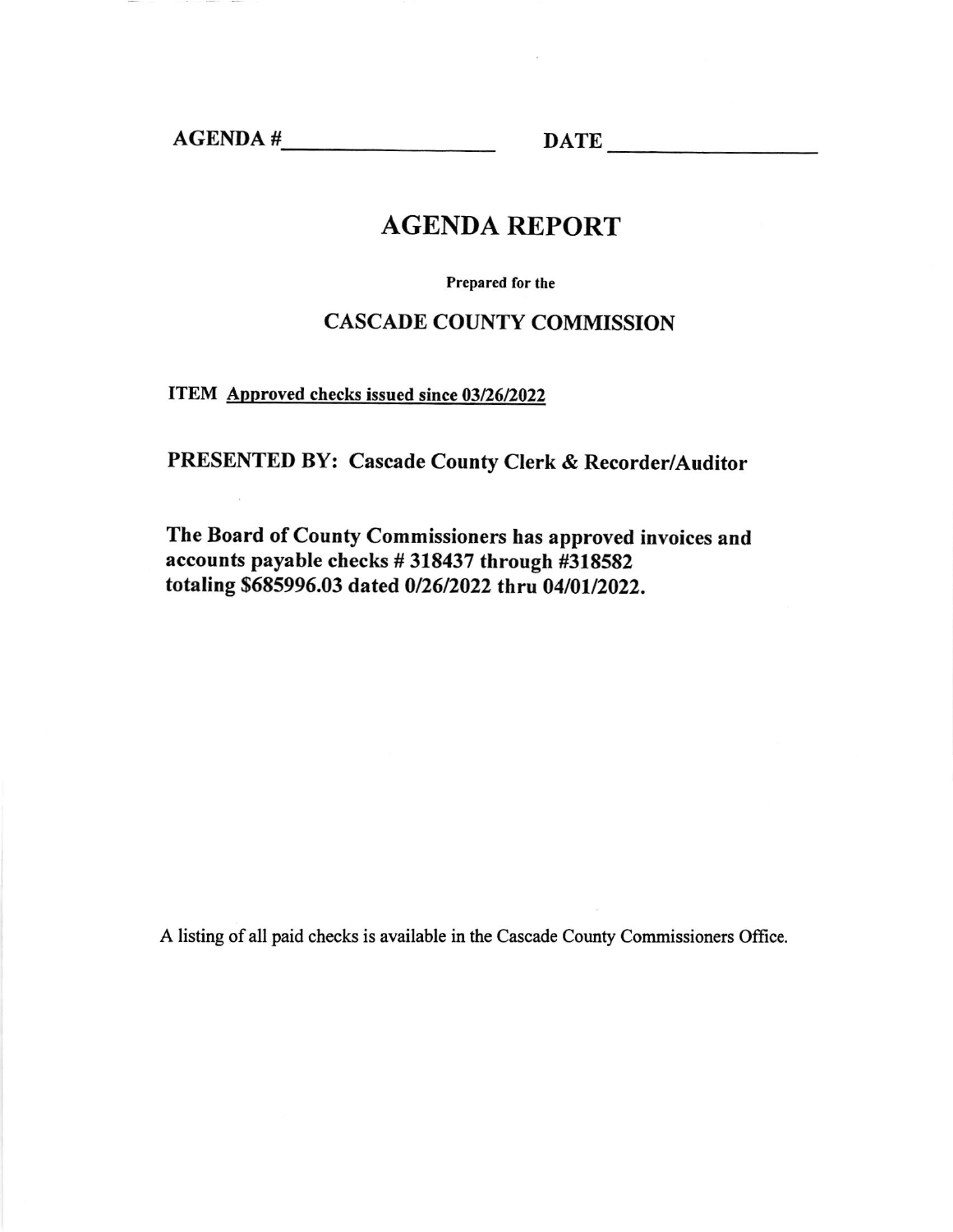AGENDA #\_\_\_\_\_\_\_\_\_\_\_\_\_\_\_\_\_\_ DATE \_\_\_\_\_\_\_\_\_\_\_\_\_\_\_\_\_\_

# AGENDA REPORT

**Prepared for the**

## CASCADE COUNTY COMMISSION

**ITEM** **Approved checks issued since 03/26/2022**

**PRESENTED BY: Cascade County Clerk & Recorder/Auditor**

**The Board of County Commissioners has approved invoices and accounts payable checks # 318437 through #318582 totaling $685996.03 dated 0/26/2022 thru 04/01/2022.**

A listing of all paid checks is available in the Cascade County Commissioners Office.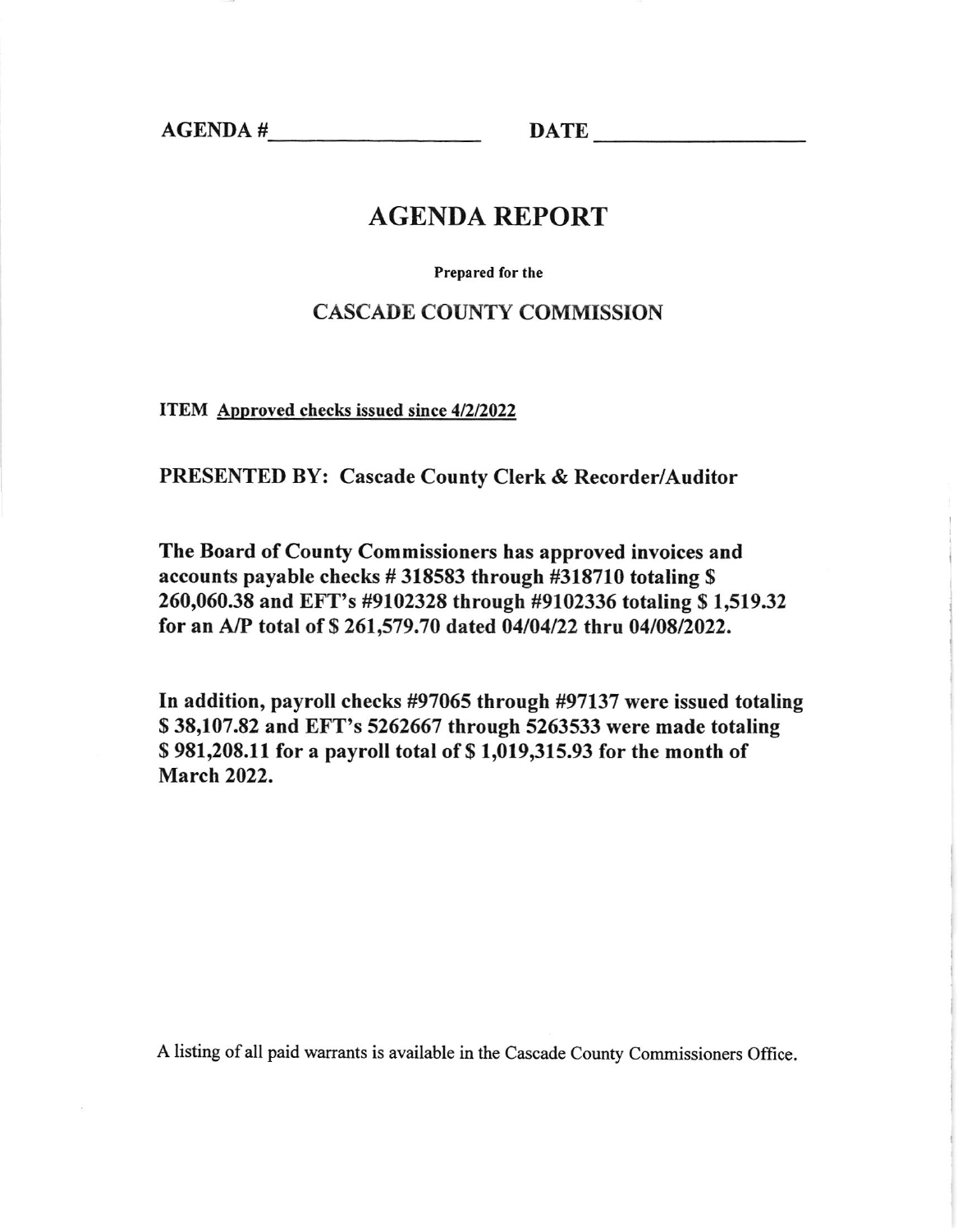AGENDA #\_\_\_\_\_\_\_\_\_\_\_\_\_\_\_\_\_\_ DATE \_\_\_\_\_\_\_\_\_\_\_\_\_\_\_\_\_\_

# AGENDA REPORT

**Prepared for the**

## CASCADE COUNTY COMMISSION

**ITEM** **Approved checks issued since 4/2/2022**

**PRESENTED BY: Cascade County Clerk & Recorder/Auditor**

**The Board of County Commissioners has approved invoices and accounts payable checks # 318583 through #318710 totaling $ 260,060.38 and EFT's #9102328 through #9102336 totaling $ 1,519.32 for an A/P total of $ 261,579.70 dated 04/04/22 thru 04/08/2022.**

**In addition, payroll checks #97065 through #97137 were issued totaling $ 38,107.82 and EFT's 5262667 through 5263533 were made totaling $ 981,208.11 for a payroll total of $ 1,019,315.93 for the month of March 2022.**

A listing of all paid warrants is available in the Cascade County Commissioners Office.